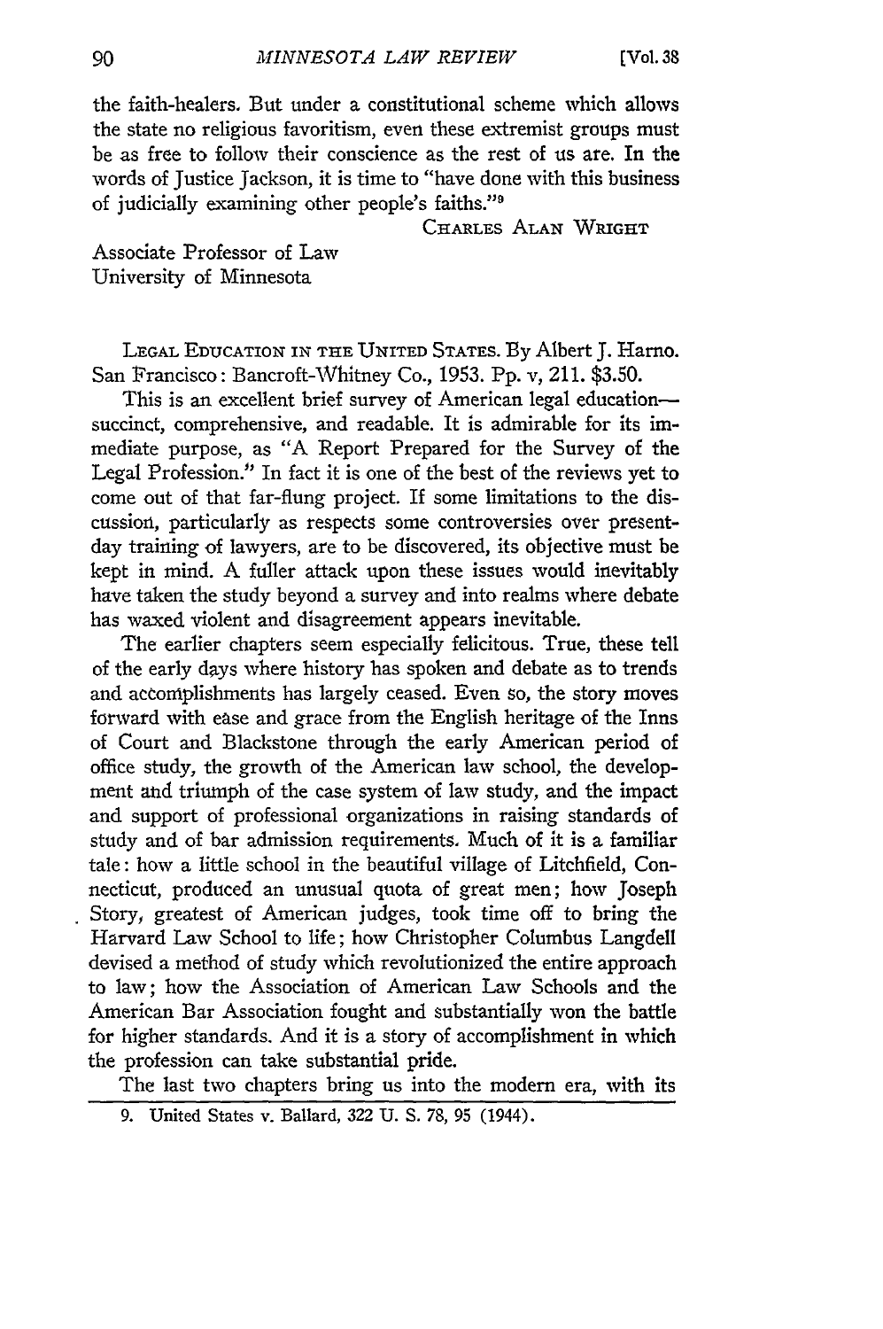the faith-healers. But under a constitutional scheme which allows the state no religious favoritism, even these extremist groups must be as free to follow their conscience as the rest of us are. In the words of Justice Jackson, it is time to "have done with this business of judicially examining other people's faiths."[9]

CHARLES ALAN WRIGHT

Associate Professor of Law
University of Minnesota

LEGAL EDUCATION IN THE UNITED STATES. By Albert J. Harno. San Francisco: Bancroft-Whitney Co., 1953. Pp. v, 211. $3.50.

This is an excellent brief survey of American legal education—succinct, comprehensive, and readable. It is admirable for its immediate purpose, as "A Report Prepared for the Survey of the Legal Profession." In fact it is one of the best of the reviews yet to come out of that far-flung project. If some limitations to the discussion, particularly as respects some controversies over present-day training of lawyers, are to be discovered, its objective must be kept in mind. A fuller attack upon these issues would inevitably have taken the study beyond a survey and into realms where debate has waxed violent and disagreement appears inevitable.

The earlier chapters seem especially felicitous. True, these tell of the early days where history has spoken and debate as to trends and accomplishments has largely ceased. Even so, the story moves forward with ease and grace from the English heritage of the Inns of Court and Blackstone through the early American period of office study, the growth of the American law school, the development and triumph of the case system of law study, and the impact and support of professional organizations in raising standards of study and of bar admission requirements. Much of it is a familiar tale: how a little school in the beautiful village of Litchfield, Connecticut, produced an unusual quota of great men; how Joseph Story, greatest of American judges, took time off to bring the Harvard Law School to life; how Christopher Columbus Langdell devised a method of study which revolutionized the entire approach to law; how the Association of American Law Schools and the American Bar Association fought and substantially won the battle for higher standards. And it is a story of accomplishment in which the profession can take substantial pride.

The last two chapters bring us into the modern era, with its

9. United States v. Ballard, 322 U. S. 78, 95 (1944).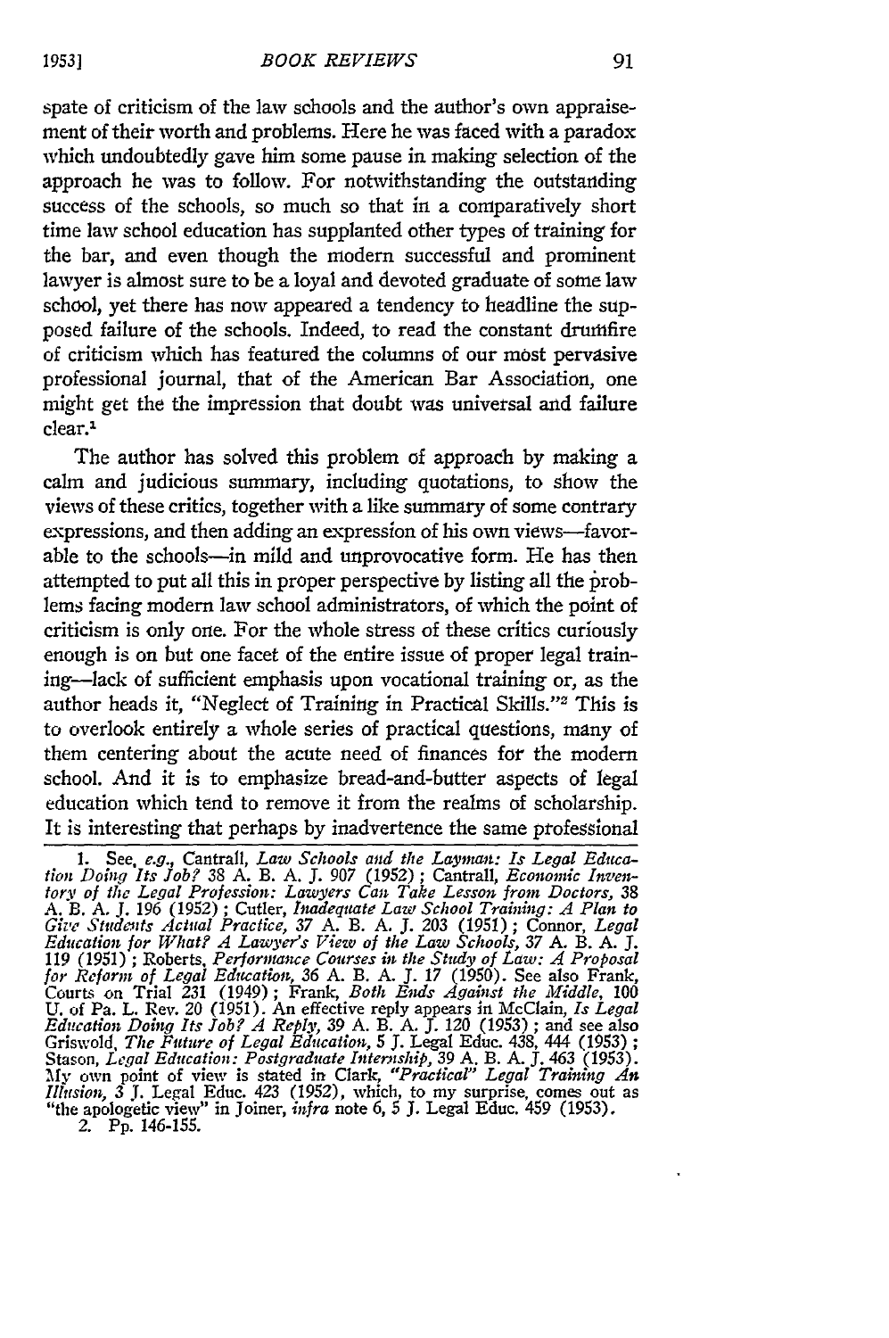spate of criticism of the law schools and the author's own appraisement of their worth and problems. Here he was faced with a paradox which undoubtedly gave him some pause in making selection of the approach he was to follow. For notwithstanding the outstanding success of the schools, so much so that in a comparatively short time law school education has supplanted other types of training for the bar, and even though the modern successful and prominent lawyer is almost sure to be a loyal and devoted graduate of some law school, yet there has now appeared a tendency to headline the supposed failure of the schools. Indeed, to read the constant drumfire of criticism which has featured the columns of our most pervasive professional journal, that of the American Bar Association, one might get the the impression that doubt was universal and failure clear.[1]

The author has solved this problem of approach by making a calm and judicious summary, including quotations, to show the views of these critics, together with a like summary of some contrary expressions, and then adding an expression of his own views—favorable to the schools—in mild and unprovocative form. He has then attempted to put all this in proper perspective by listing all the problems facing modern law school administrators, of which the point of criticism is only one. For the whole stress of these critics curiously enough is on but one facet of the entire issue of proper legal training—lack of sufficient emphasis upon vocational training or, as the author heads it, "Neglect of Training in Practical Skills."[2] This is to overlook entirely a whole series of practical questions, many of them centering about the acute need of finances for the modern school. And it is to emphasize bread-and-butter aspects of legal education which tend to remove it from the realms of scholarship. It is interesting that perhaps by inadvertence the same professional

1. See, *e.g.*, Cantrall, *Law Schools and the Layman: Is Legal Education Doing Its Job?* 38 A. B. A. J. 907 (1952); Cantrall, *Economic Inventory of the Legal Profession: Lawyers Can Take Lesson from Doctors*, 38 A. B. A. J. 196 (1952); Cutler, *Inadequate Law School Training: A Plan to Give Students Actual Practice*, 37 A. B. A. J. 203 (1951); Connor, *Legal Education for What? A Lawyer's View of the Law Schools*, 37 A. B. A. J. 119 (1951); Roberts, *Performance Courses in the Study of Law: A Proposal for Reform of Legal Education*, 36 A. B. A. J. 17 (1950). See also Frank, Courts on Trial 231 (1949); Frank, *Both Ends Against the Middle*, 100 U. of Pa. L. Rev. 20 (1951). An effective reply appears in McClain, *Is Legal Education Doing Its Job? A Reply*, 39 A. B. A. J. 120 (1953); and see also Griswold, *The Future of Legal Education*, 5 J. Legal Educ. 438, 444 (1953); Stason, *Legal Education: Postgraduate Internship*, 39 A. B. A. J. 463 (1953). My own point of view is stated in Clark, *"Practical" Legal Training An Illusion*, 3 J. Legal Educ. 423 (1952), which, to my surprise, comes out as "the apologetic view" in Joiner, *infra* note 6, 5 J. Legal Educ. 459 (1953).

2. Pp. 146-155.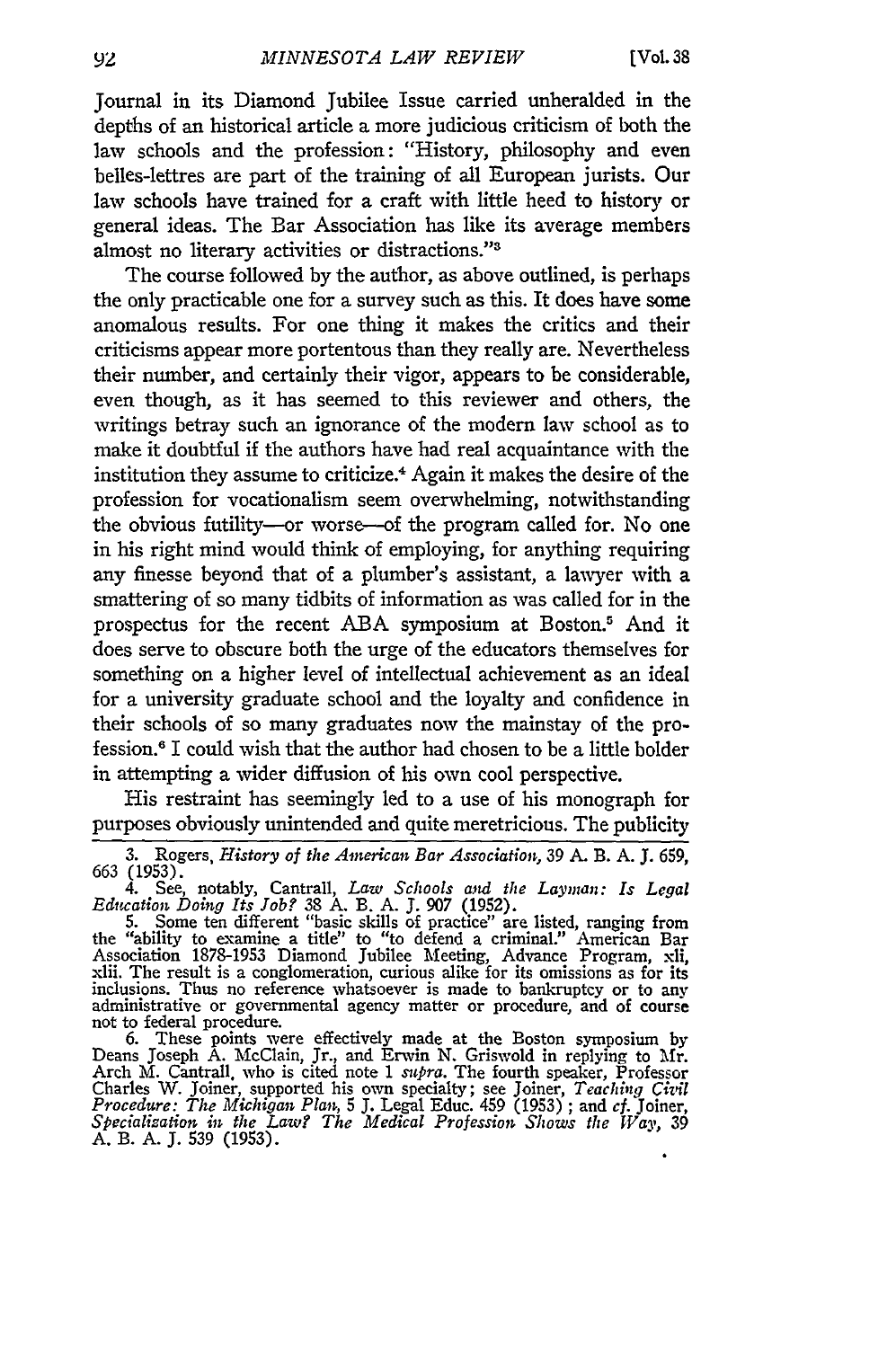Journal in its Diamond Jubilee Issue carried unheralded in the depths of an historical article a more judicious criticism of both the law schools and the profession: "History, philosophy and even belles-lettres are part of the training of all European jurists. Our law schools have trained for a craft with little heed to history or general ideas. The Bar Association has like its average members almost no literary activities or distractions."[3]

The course followed by the author, as above outlined, is perhaps the only practicable one for a survey such as this. It does have some anomalous results. For one thing it makes the critics and their criticisms appear more portentous than they really are. Nevertheless their number, and certainly their vigor, appears to be considerable, even though, as it has seemed to this reviewer and others, the writings betray such an ignorance of the modern law school as to make it doubtful if the authors have had real acquaintance with the institution they assume to criticize.[4] Again it makes the desire of the profession for vocationalism seem overwhelming, notwithstanding the obvious futility—or worse—of the program called for. No one in his right mind would think of employing, for anything requiring any finesse beyond that of a plumber's assistant, a lawyer with a smattering of so many tidbits of information as was called for in the prospectus for the recent ABA symposium at Boston.[5] And it does serve to obscure both the urge of the educators themselves for something on a higher level of intellectual achievement as an ideal for a university graduate school and the loyalty and confidence in their schools of so many graduates now the mainstay of the profession.[6] I could wish that the author had chosen to be a little bolder in attempting a wider diffusion of his own cool perspective.

His restraint has seemingly led to a use of his monograph for purposes obviously unintended and quite meretricious. The publicity

3. Rogers, *History of the American Bar Association*, 39 A. B. A. J. 659, 663 (1953).

4. See, notably, Cantrall, *Law Schools and the Layman: Is Legal Education Doing Its Job?* 38 A. B. A. J. 907 (1952).

5. Some ten different "basic skills of practice" are listed, ranging from the "ability to examine a title" to "to defend a criminal." American Bar Association 1878-1953 Diamond Jubilee Meeting, Advance Program, xli, xlii. The result is a conglomeration, curious alike for its omissions as for its inclusions. Thus no reference whatsoever is made to bankruptcy or to any administrative or governmental agency matter or procedure, and of course not to federal procedure.

6. These points were effectively made at the Boston symposium by Deans Joseph A. McClain, Jr., and Erwin N. Griswold in replying to Mr. Arch M. Cantrall, who is cited note 1 *supra*. The fourth speaker, Professor Charles W. Joiner, supported his own specialty; see Joiner, *Teaching Civil Procedure: The Michigan Plan*, 5 J. Legal Educ. 459 (1953); and *cf.* Joiner, *Specialization in the Law? The Medical Profession Shows the Way*, 39 A. B. A. J. 539 (1953).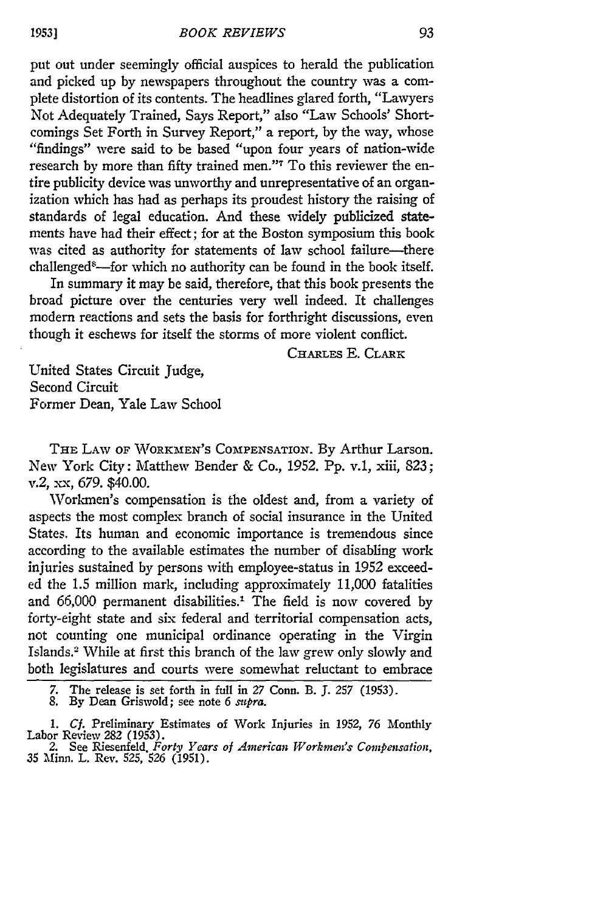put out under seemingly official auspices to herald the publication and picked up by newspapers throughout the country was a complete distortion of its contents. The headlines glared forth, "Lawyers Not Adequately Trained, Says Report," also "Law Schools' Shortcomings Set Forth in Survey Report," a report, by the way, whose "findings" were said to be based "upon four years of nation-wide research by more than fifty trained men."[7] To this reviewer the entire publicity device was unworthy and unrepresentative of an organization which has had as perhaps its proudest history the raising of standards of legal education. And these widely publicized statements have had their effect; for at the Boston symposium this book was cited as authority for statements of law school failure—there challenged[8]—for which no authority can be found in the book itself.

In summary it may be said, therefore, that this book presents the broad picture over the centuries very well indeed. It challenges modern reactions and sets the basis for forthright discussions, even though it eschews for itself the storms of more violent conflict.

CHARLES E. CLARK

United States Circuit Judge,
Second Circuit
Former Dean, Yale Law School

THE LAW OF WORKMEN'S COMPENSATION. By Arthur Larson. New York City: Matthew Bender & Co., 1952. Pp. v.1, xiii, 823; v.2, xx, 679. $40.00.

Workmen's compensation is the oldest and, from a variety of aspects the most complex branch of social insurance in the United States. Its human and economic importance is tremendous since according to the available estimates the number of disabling work injuries sustained by persons with employee-status in 1952 exceeded the 1.5 million mark, including approximately 11,000 fatalities and 66,000 permanent disabilities.[1] The field is now covered by forty-eight state and six federal and territorial compensation acts, not counting one municipal ordinance operating in the Virgin Islands.[2] While at first this branch of the law grew only slowly and both legislatures and courts were somewhat reluctant to embrace

---

7. The release is set forth in full in 27 Conn. B. J. 257 (1953).
8. By Dean Griswold; see note 6 *supra*.

1. *Cf.* Preliminary Estimates of Work Injuries in 1952, 76 Monthly Labor Review 282 (1953).
2. See Riesenfeld, *Forty Years of American Workmen's Compensation*, 35 Minn. L. Rev. 525, 526 (1951).